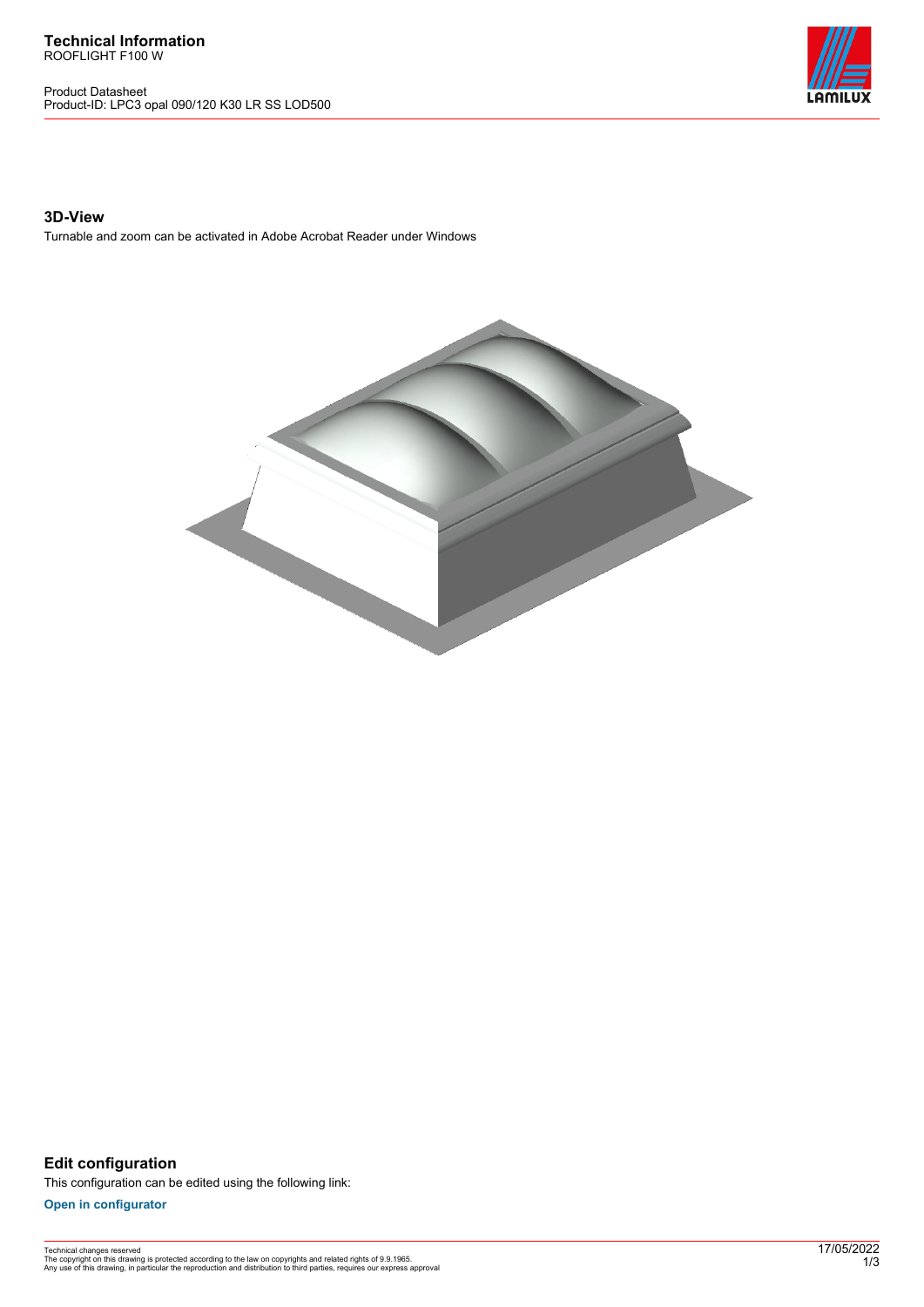**Technical Information**
ROOFLIGHT F100 W

Product Datasheet
Product-ID: LPC3 opal 090/120 K30 LR SS LOD500

## 3D-View

Turnable and zoom can be activated in Adobe Acrobat Reader under Windows

## Edit configuration

This configuration can be edited using the following link:

**Open in configurator**

Technical changes reserved
The copyright on this drawing is protected according to the law on copyrights and related rights of 9.9.1965.
Any use of this drawing, in particular the reproduction and distribution to third parties, requires our express approval

17/05/2022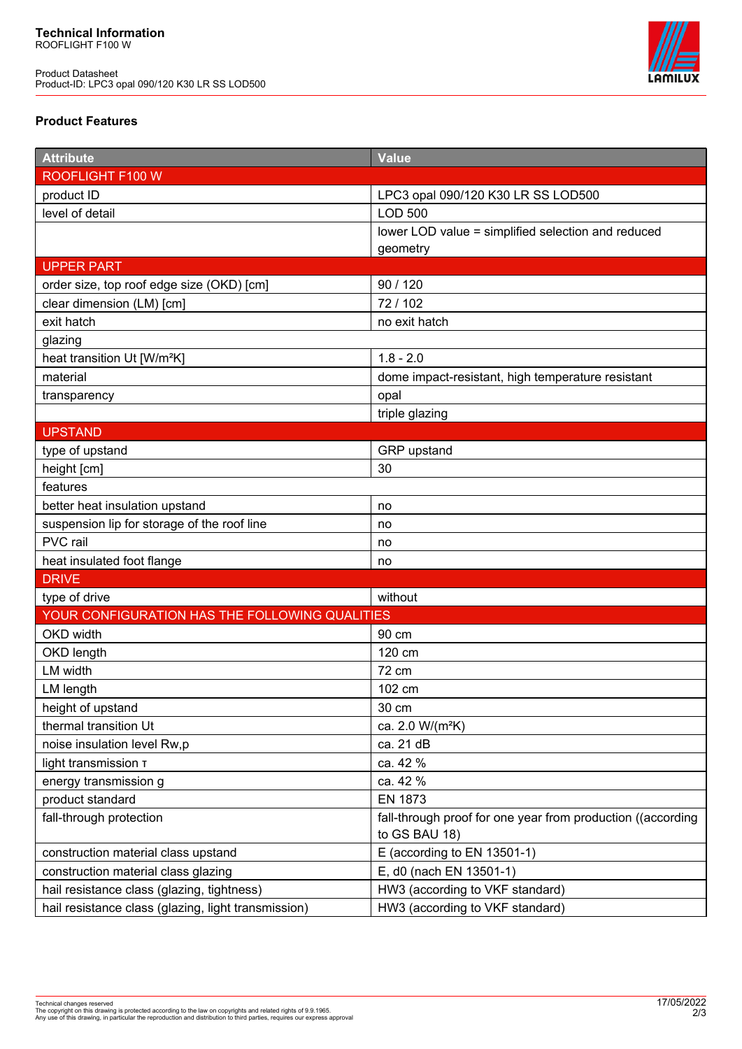**Technical Information**
ROOFLIGHT F100 W

Product Datasheet
Product-ID: LPC3 opal 090/120 K30 LR SS LOD500

## Product Features

| Attribute | Value |
|---|---|
| ROOFLIGHT F100 W | |
| product ID | LPC3 opal 090/120 K30 LR SS LOD500 |
| level of detail | LOD 500 |
| | lower LOD value = simplified selection and reduced geometry |
| UPPER PART | |
| order size, top roof edge size (OKD) [cm] | 90 / 120 |
| clear dimension (LM) [cm] | 72 / 102 |
| exit hatch | no exit hatch |
| glazing | |
| heat transition Ut [W/m²K] | 1.8 - 2.0 |
| material | dome impact-resistant, high temperature resistant |
| transparency | opal |
| | triple glazing |
| UPSTAND | |
| type of upstand | GRP upstand |
| height [cm] | 30 |
| features | |
| better heat insulation upstand | no |
| suspension lip for storage of the roof line | no |
| PVC rail | no |
| heat insulated foot flange | no |
| DRIVE | |
| type of drive | without |
| YOUR CONFIGURATION HAS THE FOLLOWING QUALITIES | |
| OKD width | 90 cm |
| OKD length | 120 cm |
| LM width | 72 cm |
| LM length | 102 cm |
| height of upstand | 30 cm |
| thermal transition Ut | ca. 2.0 W/(m²K) |
| noise insulation level Rw,p | ca. 21 dB |
| light transmission τ | ca. 42 % |
| energy transmission g | ca. 42 % |
| product standard | EN 1873 |
| fall-through protection | fall-through proof for one year from production ((according to GS BAU 18) |
| construction material class upstand | E (according to EN 13501-1) |
| construction material class glazing | E, d0 (nach EN 13501-1) |
| hail resistance class (glazing, tightness) | HW3 (according to VKF standard) |
| hail resistance class (glazing, light transmission) | HW3 (according to VKF standard) |

Technical changes reserved
The copyright on this drawing is protected according to the law on copyrights and related rights of 9.9.1965.
Any use of this drawing, in particular the reproduction and distribution to third parties, requires our express approval

17/05/2022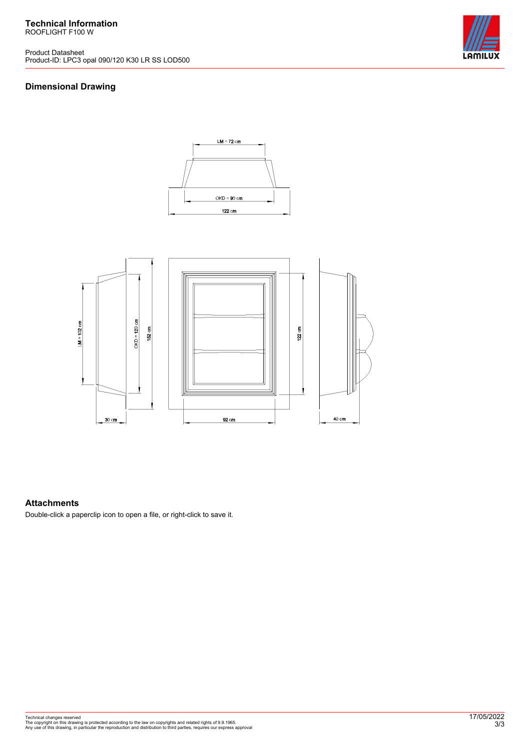Technical Information
ROOFLIGHT F100 W

Product Datasheet
Product-ID: LPC3 opal 090/120 K30 LR SS LOD500

## Dimensional Drawing

LM = 72 cm

OKD = 90 cm

122 cm

LM = 102 cm

OKD = 120 cm

152 cm

122 cm

30 cm

92 cm

40 cm

## Attachments

Double-click a paperclip icon to open a file, or right-click to save it.

Technical changes reserved
The copyright on this drawing is protected according to the law on copyrights and related rights of 9.9.1965.
Any use of this drawing, in particular the reproduction and distribution to third parties, requires our express approval

17/05/2022